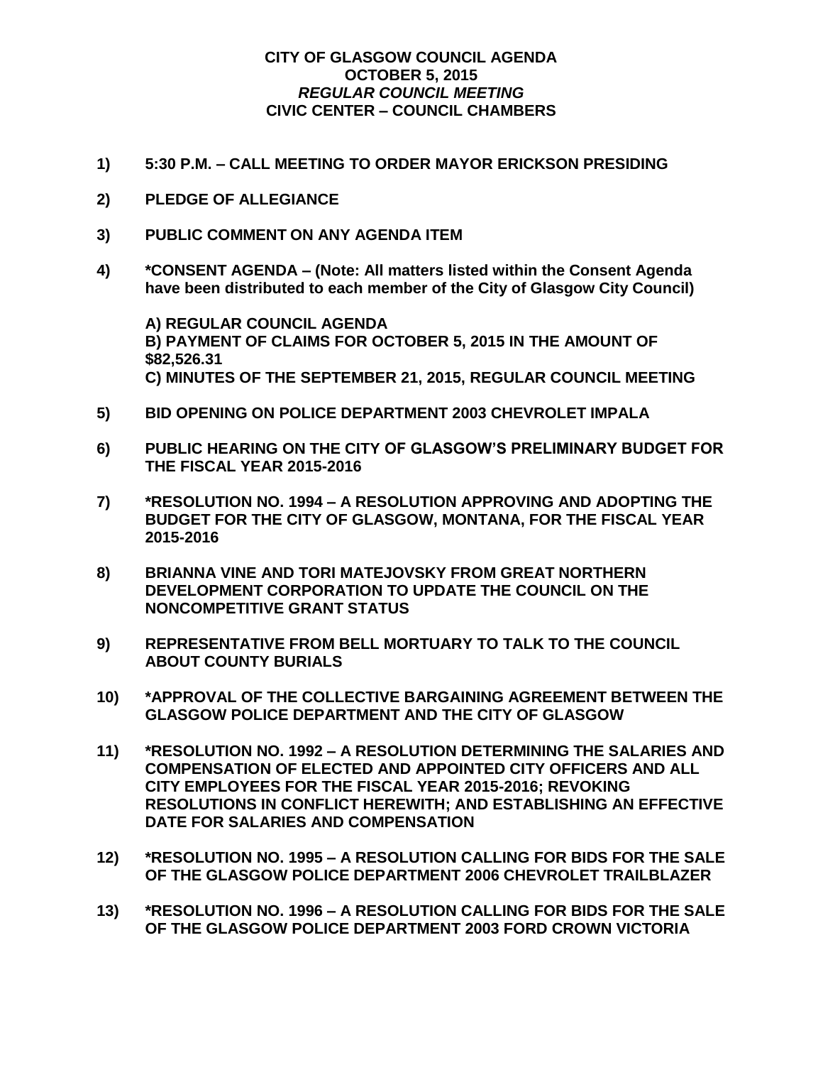# CITY OF GLASGOW COUNCIL AGENDA
## OCTOBER 5, 2015
### *REGULAR COUNCIL MEETING*
### CIVIC CENTER – COUNCIL CHAMBERS

**1) 5:30 P.M. – CALL MEETING TO ORDER MAYOR ERICKSON PRESIDING**

**2) PLEDGE OF ALLEGIANCE**

**3) PUBLIC COMMENT ON ANY AGENDA ITEM**

**4) *CONSENT AGENDA – (Note: All matters listed within the Consent Agenda have been distributed to each member of the City of Glasgow City Council)**

**A) REGULAR COUNCIL AGENDA**
**B) PAYMENT OF CLAIMS FOR OCTOBER 5, 2015 IN THE AMOUNT OF $82,526.31**
**C) MINUTES OF THE SEPTEMBER 21, 2015, REGULAR COUNCIL MEETING**

**5) BID OPENING ON POLICE DEPARTMENT 2003 CHEVROLET IMPALA**

**6) PUBLIC HEARING ON THE CITY OF GLASGOW'S PRELIMINARY BUDGET FOR THE FISCAL YEAR 2015-2016**

**7) *RESOLUTION NO. 1994 – A RESOLUTION APPROVING AND ADOPTING THE BUDGET FOR THE CITY OF GLASGOW, MONTANA, FOR THE FISCAL YEAR 2015-2016**

**8) BRIANNA VINE AND TORI MATEJOVSKY FROM GREAT NORTHERN DEVELOPMENT CORPORATION TO UPDATE THE COUNCIL ON THE NONCOMPETITIVE GRANT STATUS**

**9) REPRESENTATIVE FROM BELL MORTUARY TO TALK TO THE COUNCIL ABOUT COUNTY BURIALS**

**10) *APPROVAL OF THE COLLECTIVE BARGAINING AGREEMENT BETWEEN THE GLASGOW POLICE DEPARTMENT AND THE CITY OF GLASGOW**

**11) *RESOLUTION NO. 1992 – A RESOLUTION DETERMINING THE SALARIES AND COMPENSATION OF ELECTED AND APPOINTED CITY OFFICERS AND ALL CITY EMPLOYEES FOR THE FISCAL YEAR 2015-2016; REVOKING RESOLUTIONS IN CONFLICT HEREWITH; AND ESTABLISHING AN EFFECTIVE DATE FOR SALARIES AND COMPENSATION**

**12) *RESOLUTION NO. 1995 – A RESOLUTION CALLING FOR BIDS FOR THE SALE OF THE GLASGOW POLICE DEPARTMENT 2006 CHEVROLET TRAILBLAZER**

**13) *RESOLUTION NO. 1996 – A RESOLUTION CALLING FOR BIDS FOR THE SALE OF THE GLASGOW POLICE DEPARTMENT 2003 FORD CROWN VICTORIA**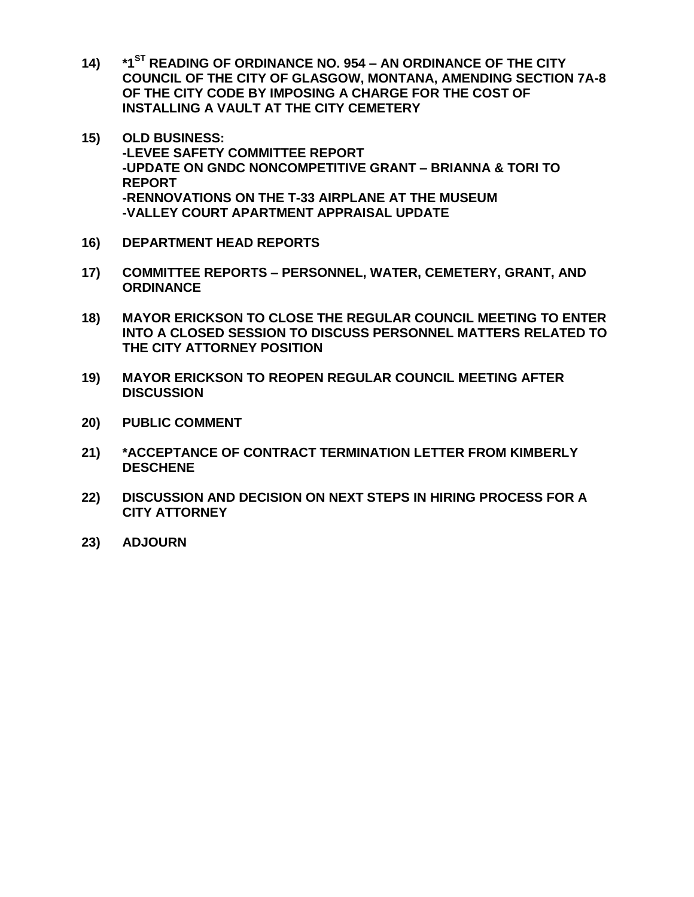14) **\*1ST READING OF ORDINANCE NO. 954 – AN ORDINANCE OF THE CITY COUNCIL OF THE CITY OF GLASGOW, MONTANA, AMENDING SECTION 7A-8 OF THE CITY CODE BY IMPOSING A CHARGE FOR THE COST OF INSTALLING A VAULT AT THE CITY CEMETERY**

15) **OLD BUSINESS:**
**-LEVEE SAFETY COMMITTEE REPORT**
**-UPDATE ON GNDC NONCOMPETITIVE GRANT – BRIANNA & TORI TO REPORT**
**-RENNOVATIONS ON THE T-33 AIRPLANE AT THE MUSEUM**
**-VALLEY COURT APARTMENT APPRAISAL UPDATE**

16) **DEPARTMENT HEAD REPORTS**

17) **COMMITTEE REPORTS – PERSONNEL, WATER, CEMETERY, GRANT, AND ORDINANCE**

18) **MAYOR ERICKSON TO CLOSE THE REGULAR COUNCIL MEETING TO ENTER INTO A CLOSED SESSION TO DISCUSS PERSONNEL MATTERS RELATED TO THE CITY ATTORNEY POSITION**

19) **MAYOR ERICKSON TO REOPEN REGULAR COUNCIL MEETING AFTER DISCUSSION**

20) **PUBLIC COMMENT**

21) **\*ACCEPTANCE OF CONTRACT TERMINATION LETTER FROM KIMBERLY DESCHENE**

22) **DISCUSSION AND DECISION ON NEXT STEPS IN HIRING PROCESS FOR A CITY ATTORNEY**

23) **ADJOURN**